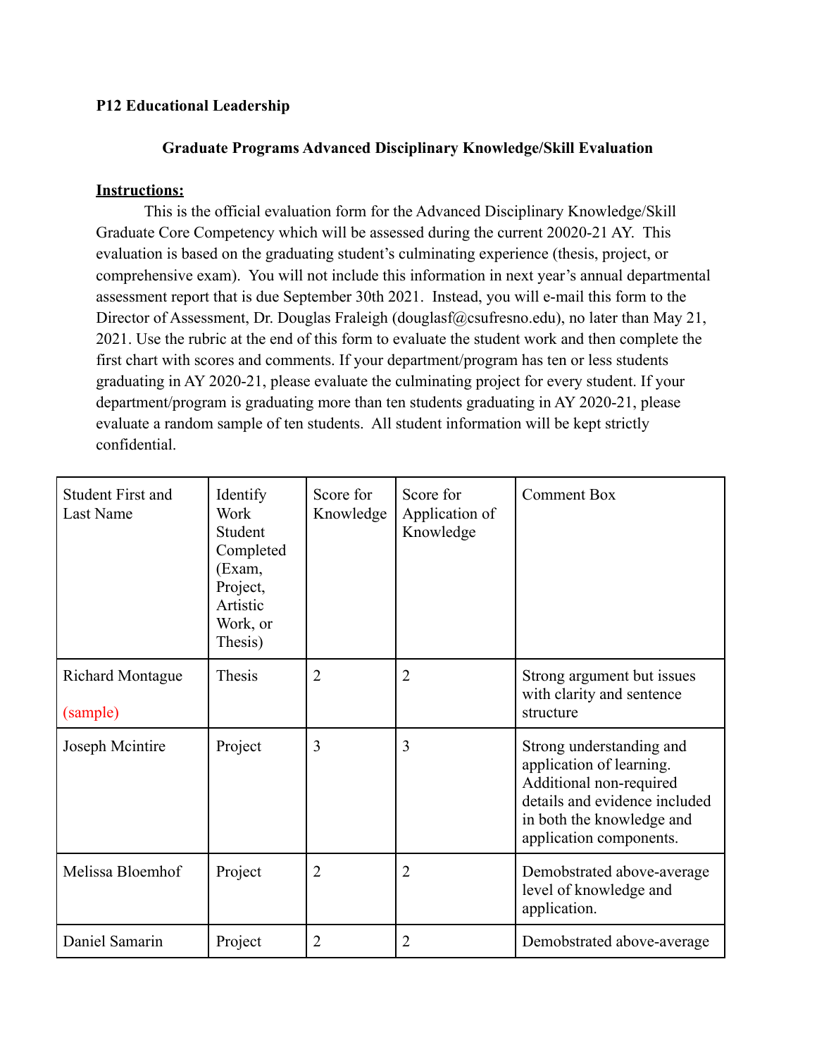**P12 Educational Leadership**

**Graduate Programs Advanced Disciplinary Knowledge/Skill Evaluation**

**Instructions:**

This is the official evaluation form for the Advanced Disciplinary Knowledge/Skill Graduate Core Competency which will be assessed during the current 20020-21 AY. This evaluation is based on the graduating student's culminating experience (thesis, project, or comprehensive exam). You will not include this information in next year's annual departmental assessment report that is due September 30th 2021. Instead, you will e-mail this form to the Director of Assessment, Dr. Douglas Fraleigh (douglasf@csufresno.edu), no later than May 21, 2021. Use the rubric at the end of this form to evaluate the student work and then complete the first chart with scores and comments. If your department/program has ten or less students graduating in AY 2020-21, please evaluate the culminating project for every student. If your department/program is graduating more than ten students graduating in AY 2020-21, please evaluate a random sample of ten students. All student information will be kept strictly confidential.

| Student First and Last Name | Identify Work Student Completed (Exam, Project, Artistic Work, or Thesis) | Score for Knowledge | Score for Application of Knowledge | Comment Box |
|---|---|---|---|---|
| Richard Montague (sample) | Thesis | 2 | 2 | Strong argument but issues with clarity and sentence structure |
| Joseph Mcintire | Project | 3 | 3 | Strong understanding and application of learning. Additional non-required details and evidence included in both the knowledge and application components. |
| Melissa Bloemhof | Project | 2 | 2 | Demobstrated above-average level of knowledge and application. |
| Daniel Samarin | Project | 2 | 2 | Demobstrated above-average |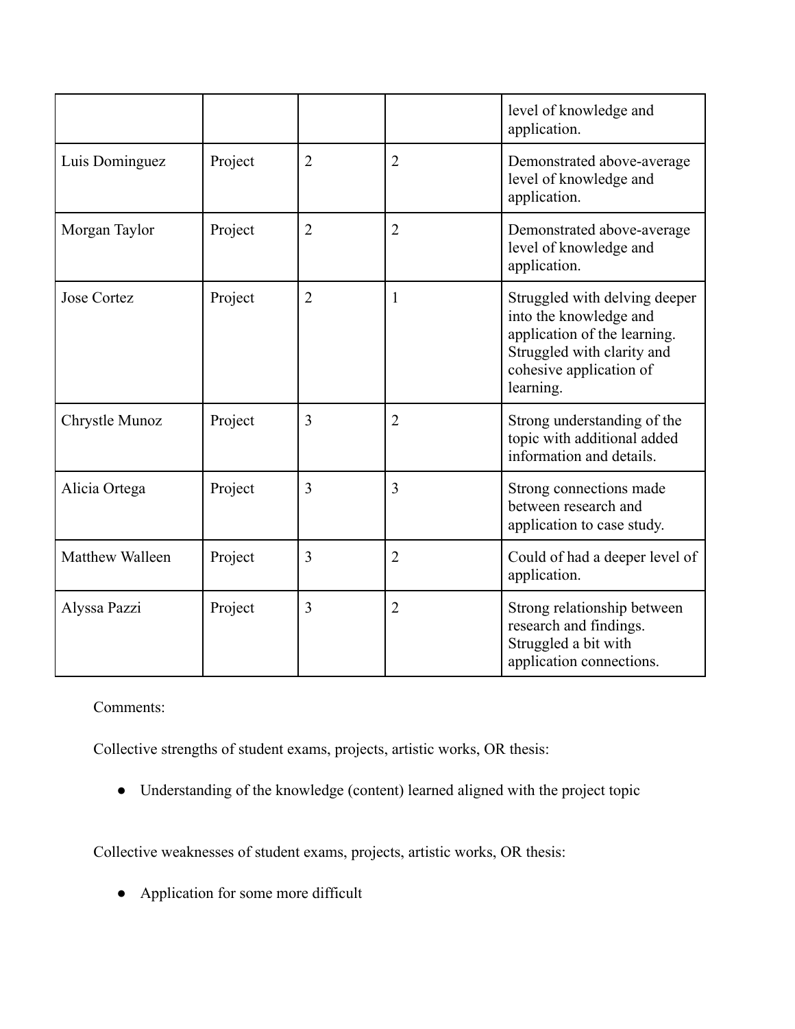| | | | | level of knowledge and application. |
|---|---|---|---|---|
| Luis Dominguez | Project | 2 | 2 | Demonstrated above-average level of knowledge and application. |
| Morgan Taylor | Project | 2 | 2 | Demonstrated above-average level of knowledge and application. |
| Jose Cortez | Project | 2 | 1 | Struggled with delving deeper into the knowledge and application of the learning. Struggled with clarity and cohesive application of learning. |
| Chrystle Munoz | Project | 3 | 2 | Strong understanding of the topic with additional added information and details. |
| Alicia Ortega | Project | 3 | 3 | Strong connections made between research and application to case study. |
| Matthew Walleen | Project | 3 | 2 | Could of had a deeper level of application. |
| Alyssa Pazzi | Project | 3 | 2 | Strong relationship between research and findings. Struggled a bit with application connections. |

Comments:

Collective strengths of student exams, projects, artistic works, OR thesis:

- Understanding of the knowledge (content) learned aligned with the project topic

Collective weaknesses of student exams, projects, artistic works, OR thesis:

- Application for some more difficult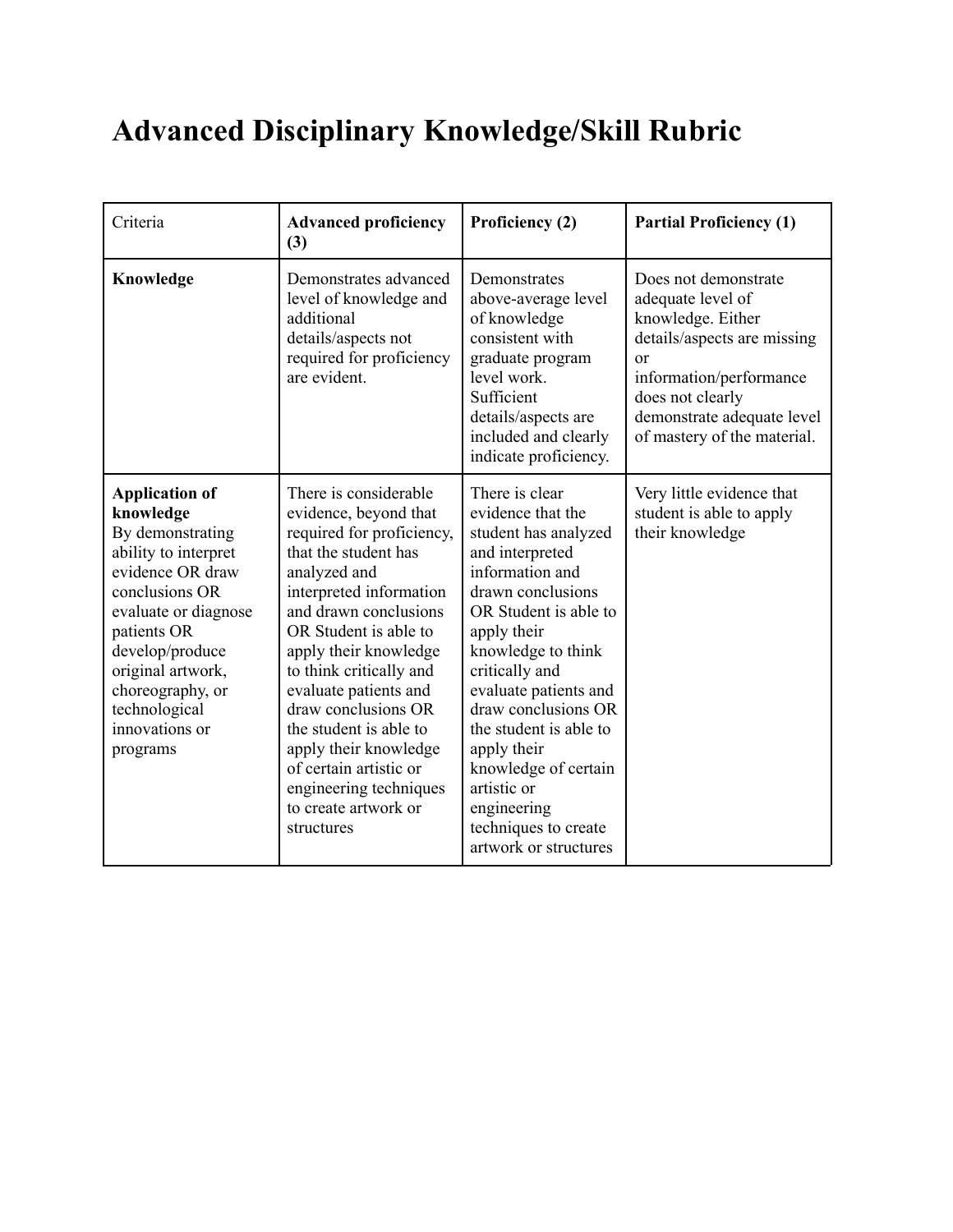# Advanced Disciplinary Knowledge/Skill Rubric

| Criteria | **Advanced proficiency (3)** | **Proficiency (2)** | **Partial Proficiency (1)** |
| --- | --- | --- | --- |
| **Knowledge** | Demonstrates advanced level of knowledge and additional details/aspects not required for proficiency are evident. | Demonstrates above-average level of knowledge consistent with graduate program level work. Sufficient details/aspects are included and clearly indicate proficiency. | Does not demonstrate adequate level of knowledge. Either details/aspects are missing or information/performance does not clearly demonstrate adequate level of mastery of the material. |
| **Application of knowledge** By demonstrating ability to interpret evidence OR draw conclusions OR evaluate or diagnose patients OR develop/produce original artwork, choreography, or technological innovations or programs | There is considerable evidence, beyond that required for proficiency, that the student has analyzed and interpreted information and drawn conclusions OR Student is able to apply their knowledge to think critically and evaluate patients and draw conclusions OR the student is able to apply their knowledge of certain artistic or engineering techniques to create artwork or structures | There is clear evidence that the student has analyzed and interpreted information and drawn conclusions OR Student is able to apply their knowledge to think critically and evaluate patients and draw conclusions OR the student is able to apply their knowledge of certain artistic or engineering techniques to create artwork or structures | Very little evidence that student is able to apply their knowledge |